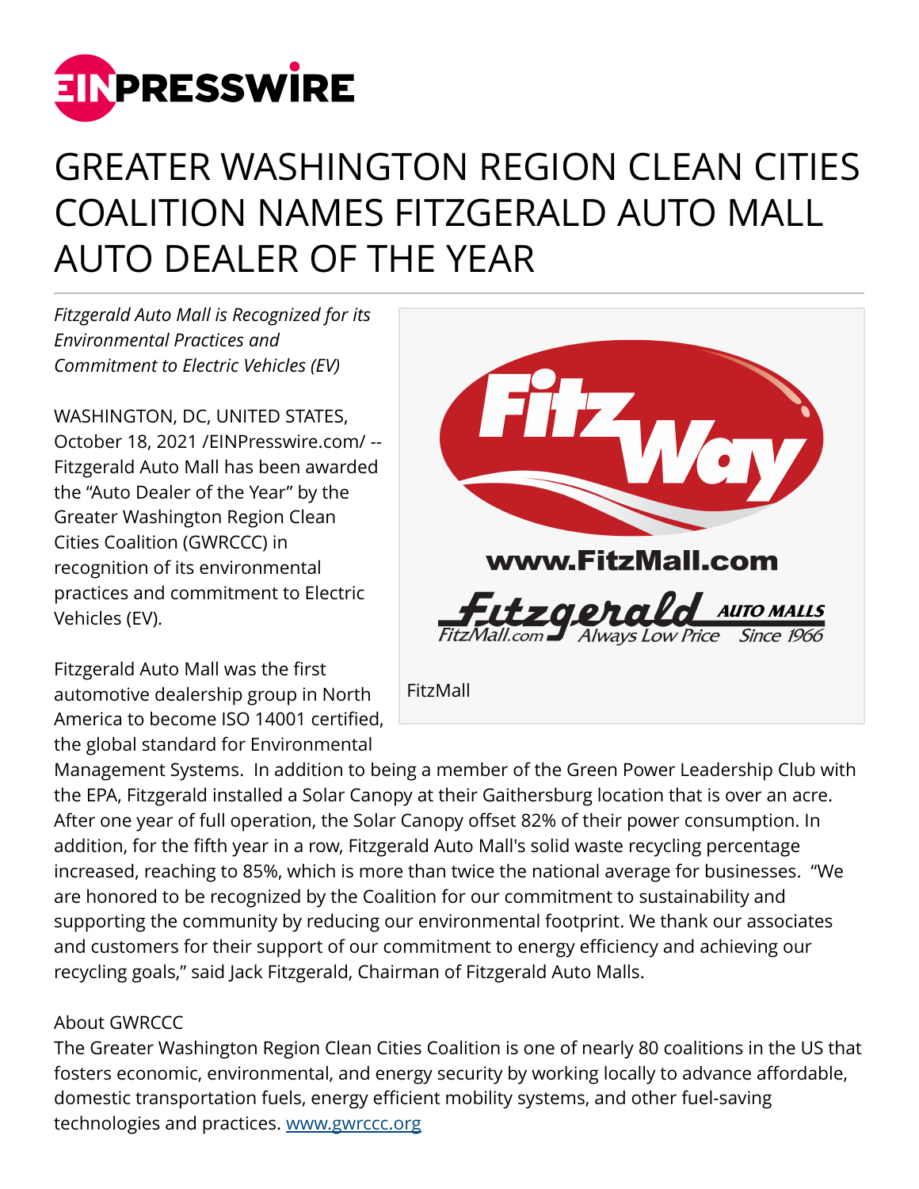# GREATER WASHINGTON REGION CLEAN CITIES COALITION NAMES FITZGERALD AUTO MALL AUTO DEALER OF THE YEAR

*Fitzgerald Auto Mall is Recognized for its Environmental Practices and Commitment to Electric Vehicles (EV)*

WASHINGTON, DC, UNITED STATES, October 18, 2021 /EINPresswire.com/ -- Fitzgerald Auto Mall has been awarded the "Auto Dealer of the Year" by the Greater Washington Region Clean Cities Coalition (GWRCCC) in recognition of its environmental practices and commitment to Electric Vehicles (EV).

FitzMall

Fitzgerald Auto Mall was the first automotive dealership group in North America to become ISO 14001 certified, the global standard for Environmental Management Systems. In addition to being a member of the Green Power Leadership Club with the EPA, Fitzgerald installed a Solar Canopy at their Gaithersburg location that is over an acre. After one year of full operation, the Solar Canopy offset 82% of their power consumption. In addition, for the fifth year in a row, Fitzgerald Auto Mall's solid waste recycling percentage increased, reaching to 85%, which is more than twice the national average for businesses. "We are honored to be recognized by the Coalition for our commitment to sustainability and supporting the community by reducing our environmental footprint. We thank our associates and customers for their support of our commitment to energy efficiency and achieving our recycling goals," said Jack Fitzgerald, Chairman of Fitzgerald Auto Malls.

About GWRCCC
The Greater Washington Region Clean Cities Coalition is one of nearly 80 coalitions in the US that fosters economic, environmental, and energy security by working locally to advance affordable, domestic transportation fuels, energy efficient mobility systems, and other fuel-saving technologies and practices. www.gwrccc.org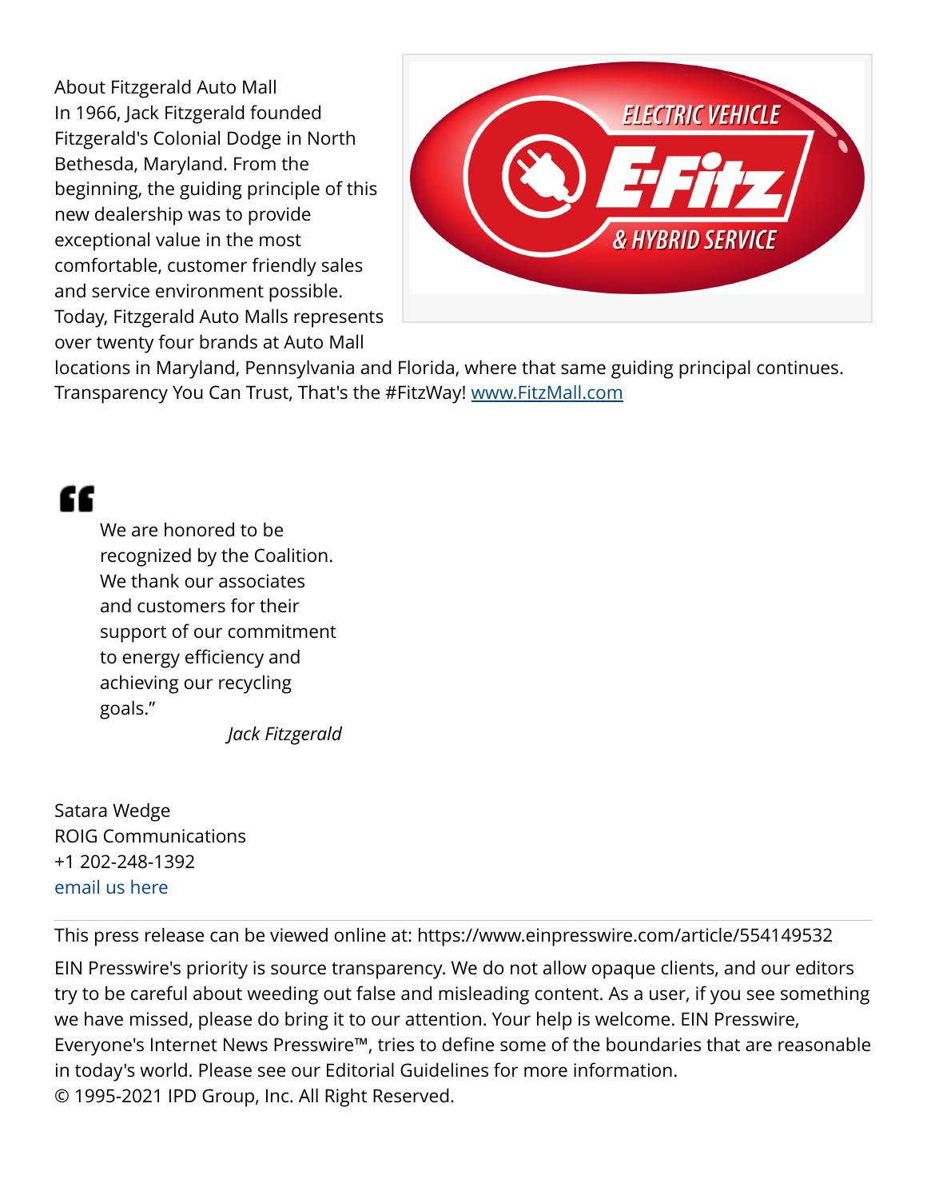About Fitzgerald Auto Mall
In 1966, Jack Fitzgerald founded Fitzgerald's Colonial Dodge in North Bethesda, Maryland. From the beginning, the guiding principle of this new dealership was to provide exceptional value in the most comfortable, customer friendly sales and service environment possible. Today, Fitzgerald Auto Malls represents over twenty four brands at Auto Mall locations in Maryland, Pennsylvania and Florida, where that same guiding principal continues. Transparency You Can Trust, That's the #FitzWay! [www.FitzMall.com](http://www.FitzMall.com)

> “We are honored to be recognized by the Coalition. We thank our associates and customers for their support of our commitment to energy efficiency and achieving our recycling goals.”
>
> *Jack Fitzgerald*

Satara Wedge
ROIG Communications
+1 202-248-1392
email us here

This press release can be viewed online at: https://www.einpresswire.com/article/554149532

EIN Presswire's priority is source transparency. We do not allow opaque clients, and our editors try to be careful about weeding out false and misleading content. As a user, if you see something we have missed, please do bring it to our attention. Your help is welcome. EIN Presswire, Everyone's Internet News Presswire™, tries to define some of the boundaries that are reasonable in today's world. Please see our Editorial Guidelines for more information.
© 1995-2021 IPD Group, Inc. All Right Reserved.